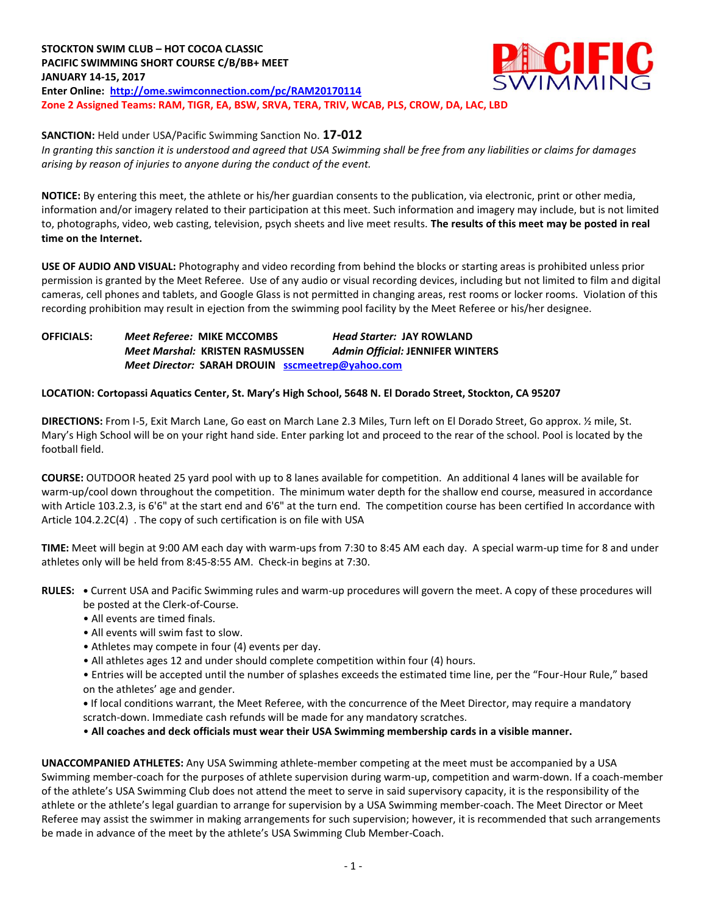**STOCKTON SWIM CLUB – HOT COCOA CLASSIC**
**PACIFIC SWIMMING SHORT COURSE C/B/BB+ MEET**
**JANUARY 14-15, 2017**
**Enter Online: [http://ome.swimconnection.com/pc/RAM20170114](http://ome.swimconnection.com/pc/RAM20170114)**
**Zone 2 Assigned Teams: RAM, TIGR, EA, BSW, SRVA, TERA, TRIV, WCAB, PLS, CROW, DA, LAC, LBD**

**SANCTION:** Held under USA/Pacific Swimming Sanction No. **17-012**
*In granting this sanction it is understood and agreed that USA Swimming shall be free from any liabilities or claims for damages arising by reason of injuries to anyone during the conduct of the event.*

**NOTICE:** By entering this meet, the athlete or his/her guardian consents to the publication, via electronic, print or other media, information and/or imagery related to their participation at this meet. Such information and imagery may include, but is not limited to, photographs, video, web casting, television, psych sheets and live meet results. **The results of this meet may be posted in real time on the Internet.**

**USE OF AUDIO AND VISUAL:** Photography and video recording from behind the blocks or starting areas is prohibited unless prior permission is granted by the Meet Referee. Use of any audio or visual recording devices, including but not limited to film and digital cameras, cell phones and tablets, and Google Glass is not permitted in changing areas, rest rooms or locker rooms. Violation of this recording prohibition may result in ejection from the swimming pool facility by the Meet Referee or his/her designee.

**OFFICIALS:**
*Meet Referee:* **MIKE MCCOMBS** *Head Starter:* **JAY ROWLAND**
*Meet Marshal:* **KRISTEN RASMUSSEN** *Admin Official:* **JENNIFER WINTERS**
*Meet Director:* **SARAH DROUIN** [sscmeetrep@yahoo.com](mailto:sscmeetrep@yahoo.com)

**LOCATION: Cortopassi Aquatics Center, St. Mary's High School, 5648 N. El Dorado Street, Stockton, CA 95207**

**DIRECTIONS:** From I-5, Exit March Lane, Go east on March Lane 2.3 Miles, Turn left on El Dorado Street, Go approx. ½ mile, St. Mary's High School will be on your right hand side. Enter parking lot and proceed to the rear of the school. Pool is located by the football field.

**COURSE:** OUTDOOR heated 25 yard pool with up to 8 lanes available for competition. An additional 4 lanes will be available for warm-up/cool down throughout the competition. The minimum water depth for the shallow end course, measured in accordance with Article 103.2.3, is 6'6" at the start end and 6'6" at the turn end. The competition course has been certified In accordance with Article 104.2.2C(4) . The copy of such certification is on file with USA

**TIME:** Meet will begin at 9:00 AM each day with warm-ups from 7:30 to 8:45 AM each day. A special warm-up time for 8 and under athletes only will be held from 8:45-8:55 AM. Check-in begins at 7:30.

**RULES:**
- Current USA and Pacific Swimming rules and warm-up procedures will govern the meet. A copy of these procedures will be posted at the Clerk-of-Course.
- All events are timed finals.
- All events will swim fast to slow.
- Athletes may compete in four (4) events per day.
- All athletes ages 12 and under should complete competition within four (4) hours.
- Entries will be accepted until the number of splashes exceeds the estimated time line, per the "Four-Hour Rule," based on the athletes' age and gender.
- If local conditions warrant, the Meet Referee, with the concurrence of the Meet Director, may require a mandatory scratch-down. Immediate cash refunds will be made for any mandatory scratches.
- **All coaches and deck officials must wear their USA Swimming membership cards in a visible manner.**

**UNACCOMPANIED ATHLETES:** Any USA Swimming athlete-member competing at the meet must be accompanied by a USA Swimming member-coach for the purposes of athlete supervision during warm-up, competition and warm-down. If a coach-member of the athlete's USA Swimming Club does not attend the meet to serve in said supervisory capacity, it is the responsibility of the athlete or the athlete's legal guardian to arrange for supervision by a USA Swimming member-coach. The Meet Director or Meet Referee may assist the swimmer in making arrangements for such supervision; however, it is recommended that such arrangements be made in advance of the meet by the athlete's USA Swimming Club Member-Coach.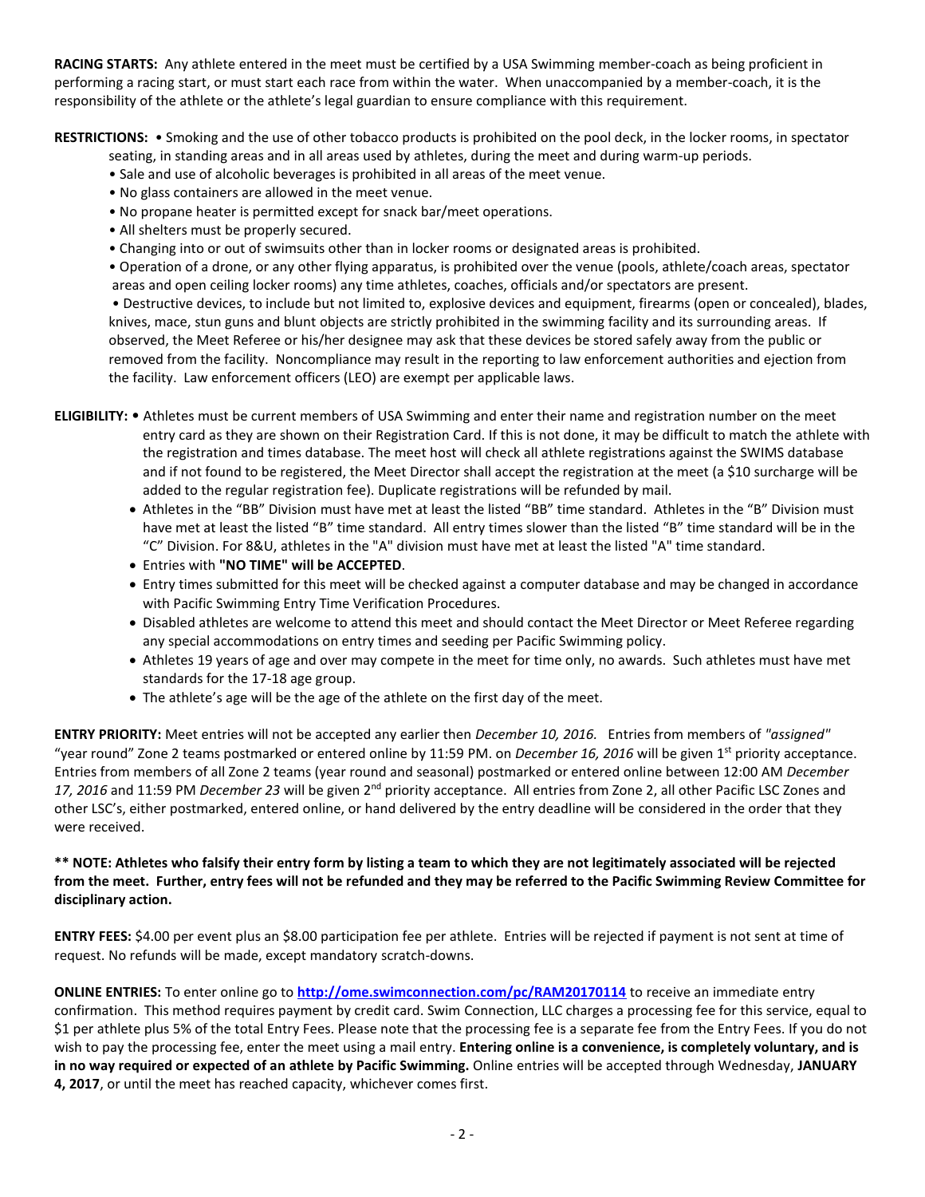**RACING STARTS:** Any athlete entered in the meet must be certified by a USA Swimming member-coach as being proficient in performing a racing start, or must start each race from within the water. When unaccompanied by a member-coach, it is the responsibility of the athlete or the athlete's legal guardian to ensure compliance with this requirement.

**RESTRICTIONS:** • Smoking and the use of other tobacco products is prohibited on the pool deck, in the locker rooms, in spectator seating, in standing areas and in all areas used by athletes, during the meet and during warm-up periods.

- Sale and use of alcoholic beverages is prohibited in all areas of the meet venue.
- No glass containers are allowed in the meet venue.
- No propane heater is permitted except for snack bar/meet operations.
- All shelters must be properly secured.
- Changing into or out of swimsuits other than in locker rooms or designated areas is prohibited.
- Operation of a drone, or any other flying apparatus, is prohibited over the venue (pools, athlete/coach areas, spectator areas and open ceiling locker rooms) any time athletes, coaches, officials and/or spectators are present.
- Destructive devices, to include but not limited to, explosive devices and equipment, firearms (open or concealed), blades, knives, mace, stun guns and blunt objects are strictly prohibited in the swimming facility and its surrounding areas. If observed, the Meet Referee or his/her designee may ask that these devices be stored safely away from the public or removed from the facility. Noncompliance may result in the reporting to law enforcement authorities and ejection from the facility. Law enforcement officers (LEO) are exempt per applicable laws.

**ELIGIBILITY:** • Athletes must be current members of USA Swimming and enter their name and registration number on the meet entry card as they are shown on their Registration Card. If this is not done, it may be difficult to match the athlete with the registration and times database. The meet host will check all athlete registrations against the SWIMS database and if not found to be registered, the Meet Director shall accept the registration at the meet (a $10 surcharge will be added to the regular registration fee). Duplicate registrations will be refunded by mail.

- Athletes in the "BB" Division must have met at least the listed "BB" time standard. Athletes in the "B" Division must have met at least the listed "B" time standard. All entry times slower than the listed "B" time standard will be in the "C" Division. For 8&U, athletes in the "A" division must have met at least the listed "A" time standard.
- Entries with **"NO TIME" will be ACCEPTED**.
- Entry times submitted for this meet will be checked against a computer database and may be changed in accordance with Pacific Swimming Entry Time Verification Procedures.
- Disabled athletes are welcome to attend this meet and should contact the Meet Director or Meet Referee regarding any special accommodations on entry times and seeding per Pacific Swimming policy.
- Athletes 19 years of age and over may compete in the meet for time only, no awards. Such athletes must have met standards for the 17-18 age group.
- The athlete's age will be the age of the athlete on the first day of the meet.

**ENTRY PRIORITY:** Meet entries will not be accepted any earlier then *December 10, 2016*. Entries from members of *"assigned"* "year round" Zone 2 teams postmarked or entered online by 11:59 PM. on *December 16, 2016* will be given 1st priority acceptance. Entries from members of all Zone 2 teams (year round and seasonal) postmarked or entered online between 12:00 AM *December 17, 2016* and 11:59 PM *December 23* will be given 2nd priority acceptance. All entries from Zone 2, all other Pacific LSC Zones and other LSC's, either postmarked, entered online, or hand delivered by the entry deadline will be considered in the order that they were received.

**** NOTE: Athletes who falsify their entry form by listing a team to which they are not legitimately associated will be rejected from the meet. Further, entry fees will not be refunded and they may be referred to the Pacific Swimming Review Committee for disciplinary action.**

**ENTRY FEES:** $4.00 per event plus an $8.00 participation fee per athlete. Entries will be rejected if payment is not sent at time of request. No refunds will be made, except mandatory scratch-downs.

**ONLINE ENTRIES:** To enter online go to **http://ome.swimconnection.com/pc/RAM20170114** to receive an immediate entry confirmation. This method requires payment by credit card. Swim Connection, LLC charges a processing fee for this service, equal to $1 per athlete plus 5% of the total Entry Fees. Please note that the processing fee is a separate fee from the Entry Fees. If you do not wish to pay the processing fee, enter the meet using a mail entry. **Entering online is a convenience, is completely voluntary, and is in no way required or expected of an athlete by Pacific Swimming.** Online entries will be accepted through Wednesday, **JANUARY 4, 2017**, or until the meet has reached capacity, whichever comes first.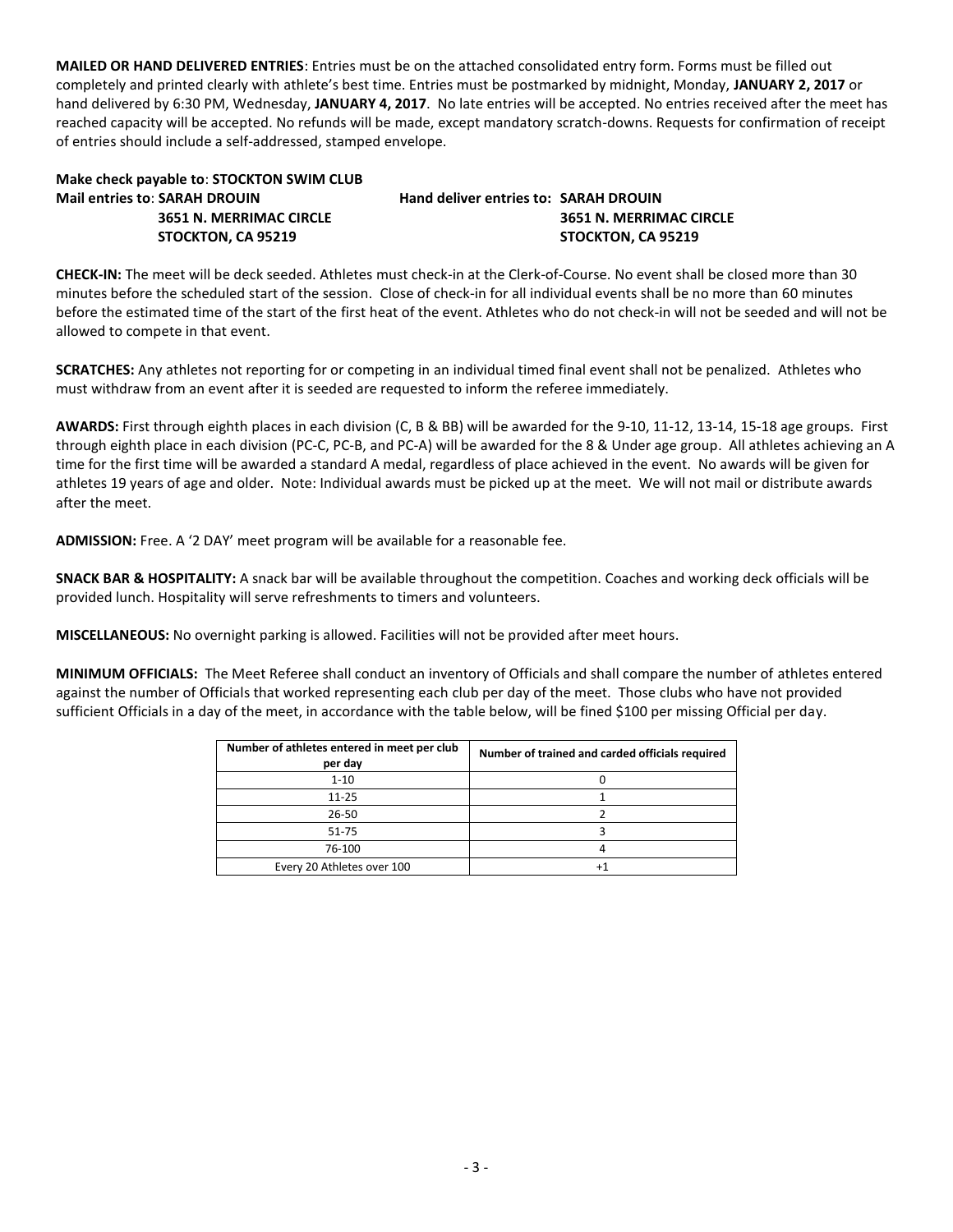**MAILED OR HAND DELIVERED ENTRIES**: Entries must be on the attached consolidated entry form. Forms must be filled out completely and printed clearly with athlete's best time. Entries must be postmarked by midnight, Monday, **JANUARY 2, 2017** or hand delivered by 6:30 PM, Wednesday, **JANUARY 4, 2017**. No late entries will be accepted. No entries received after the meet has reached capacity will be accepted. No refunds will be made, except mandatory scratch-downs. Requests for confirmation of receipt of entries should include a self-addressed, stamped envelope.

**Make check payable to**: **STOCKTON SWIM CLUB**

**Mail entries to**: **SARAH DROUIN**
**3651 N. MERRIMAC CIRCLE**
**STOCKTON, CA 95219**

**Hand deliver entries to: SARAH DROUIN**
**3651 N. MERRIMAC CIRCLE**
**STOCKTON, CA 95219**

**CHECK-IN:** The meet will be deck seeded. Athletes must check-in at the Clerk-of-Course. No event shall be closed more than 30 minutes before the scheduled start of the session. Close of check-in for all individual events shall be no more than 60 minutes before the estimated time of the start of the first heat of the event. Athletes who do not check-in will not be seeded and will not be allowed to compete in that event.

**SCRATCHES:** Any athletes not reporting for or competing in an individual timed final event shall not be penalized. Athletes who must withdraw from an event after it is seeded are requested to inform the referee immediately.

**AWARDS:** First through eighth places in each division (C, B & BB) will be awarded for the 9-10, 11-12, 13-14, 15-18 age groups. First through eighth place in each division (PC-C, PC-B, and PC-A) will be awarded for the 8 & Under age group. All athletes achieving an A time for the first time will be awarded a standard A medal, regardless of place achieved in the event. No awards will be given for athletes 19 years of age and older. Note: Individual awards must be picked up at the meet. We will not mail or distribute awards after the meet.

**ADMISSION:** Free. A '2 DAY' meet program will be available for a reasonable fee.

**SNACK BAR & HOSPITALITY:** A snack bar will be available throughout the competition. Coaches and working deck officials will be provided lunch. Hospitality will serve refreshments to timers and volunteers.

**MISCELLANEOUS:** No overnight parking is allowed. Facilities will not be provided after meet hours.

**MINIMUM OFFICIALS:** The Meet Referee shall conduct an inventory of Officials and shall compare the number of athletes entered against the number of Officials that worked representing each club per day of the meet. Those clubs who have not provided sufficient Officials in a day of the meet, in accordance with the table below, will be fined $100 per missing Official per day.

| Number of athletes entered in meet per club per day | Number of trained and carded officials required |
|---|---|
| 1-10 | 0 |
| 11-25 | 1 |
| 26-50 | 2 |
| 51-75 | 3 |
| 76-100 | 4 |
| Every 20 Athletes over 100 | +1 |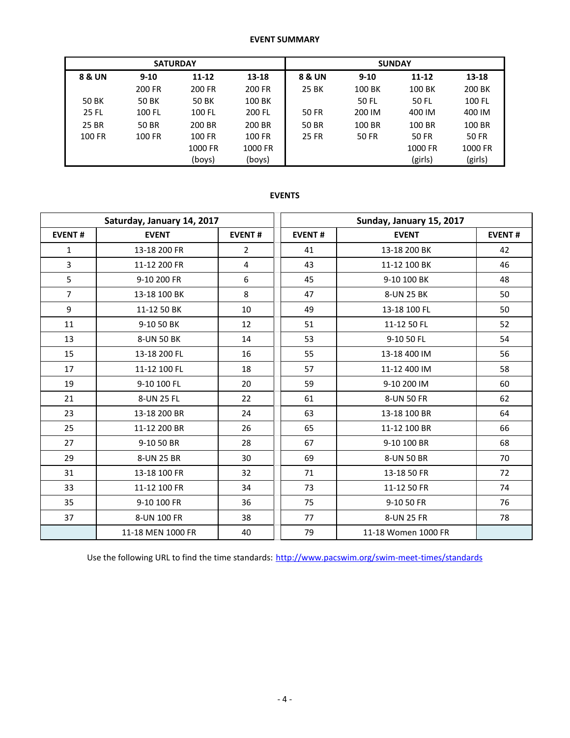**EVENT SUMMARY**

| SATURDAY | | | | SUNDAY | | | |
|---|---|---|---|---|---|---|---|
| **8 & UN** | **9-10** | **11-12** | **13-18** | **8 & UN** | **9-10** | **11-12** | **13-18** |
| | 200 FR | 200 FR | 200 FR | 25 BK | 100 BK | 100 BK | 200 BK |
| 50 BK | 50 BK | 50 BK | 100 BK | | 50 FL | 50 FL | 100 FL |
| 25 FL | 100 FL | 100 FL | 200 FL | 50 FR | 200 IM | 400 IM | 400 IM |
| 25 BR | 50 BR | 200 BR | 200 BR | 50 BR | 100 BR | 100 BR | 100 BR |
| 100 FR | 100 FR | 100 FR | 100 FR | 25 FR | 50 FR | 50 FR | 50 FR |
| | | 1000 FR (boys) | 1000 FR (boys) | | | 1000 FR (girls) | 1000 FR (girls) |

**EVENTS**

| Saturday, January 14, 2017 | | | Sunday, January 15, 2017 | | |
|---|---|---|---|---|---|
| **EVENT #** | **EVENT** | **EVENT #** | **EVENT #** | **EVENT** | **EVENT #** |
| 1 | 13-18 200 FR | 2 | 41 | 13-18 200 BK | 42 |
| 3 | 11-12 200 FR | 4 | 43 | 11-12 100 BK | 46 |
| 5 | 9-10 200 FR | 6 | 45 | 9-10 100 BK | 48 |
| 7 | 13-18 100 BK | 8 | 47 | 8-UN 25 BK | 50 |
| 9 | 11-12 50 BK | 10 | 49 | 13-18 100 FL | 50 |
| 11 | 9-10 50 BK | 12 | 51 | 11-12 50 FL | 52 |
| 13 | 8-UN 50 BK | 14 | 53 | 9-10 50 FL | 54 |
| 15 | 13-18 200 FL | 16 | 55 | 13-18 400 IM | 56 |
| 17 | 11-12 100 FL | 18 | 57 | 11-12 400 IM | 58 |
| 19 | 9-10 100 FL | 20 | 59 | 9-10 200 IM | 60 |
| 21 | 8-UN 25 FL | 22 | 61 | 8-UN 50 FR | 62 |
| 23 | 13-18 200 BR | 24 | 63 | 13-18 100 BR | 64 |
| 25 | 11-12 200 BR | 26 | 65 | 11-12 100 BR | 66 |
| 27 | 9-10 50 BR | 28 | 67 | 9-10 100 BR | 68 |
| 29 | 8-UN 25 BR | 30 | 69 | 8-UN 50 BR | 70 |
| 31 | 13-18 100 FR | 32 | 71 | 13-18 50 FR | 72 |
| 33 | 11-12 100 FR | 34 | 73 | 11-12 50 FR | 74 |
| 35 | 9-10 100 FR | 36 | 75 | 9-10 50 FR | 76 |
| 37 | 8-UN 100 FR | 38 | 77 | 8-UN 25 FR | 78 |
| | 11-18 MEN 1000 FR | 40 | 79 | 11-18 Women 1000 FR | |

Use the following URL to find the time standards: http://www.pacswim.org/swim-meet-times/standards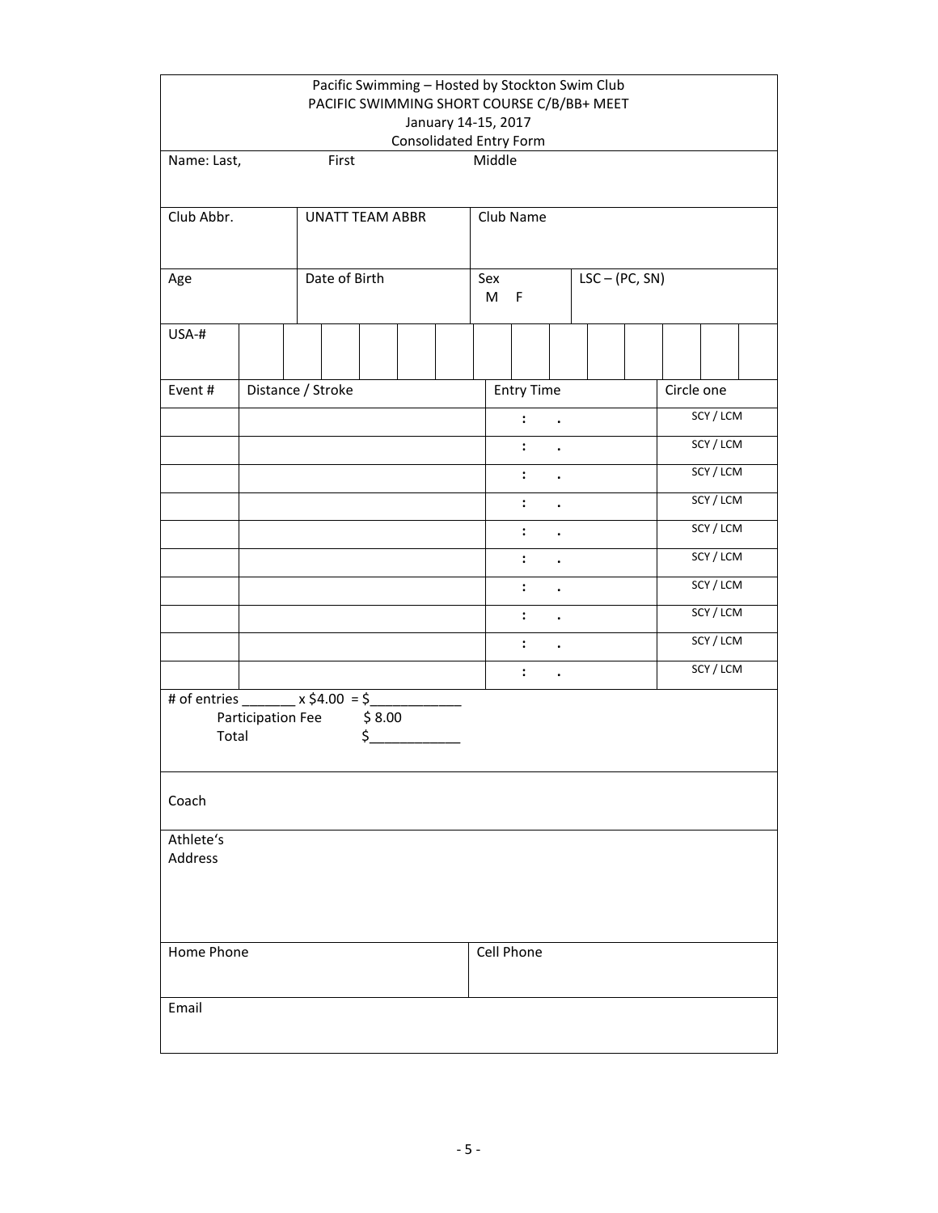Pacific Swimming – Hosted by Stockton Swim Club
PACIFIC SWIMMING SHORT COURSE C/B/BB+ MEET
January 14-15, 2017
Consolidated Entry Form

| Name: Last, | First | Middle |
|---|---|---|
| | | |

| Club Abbr. | UNATT TEAM ABBR | Club Name |
|---|---|---|
| | | |

| Age | Date of Birth | Sex M F | LSC – (PC, SN) |
|---|---|---|---|
| | | | |

| USA-# | | | | | | | | | | | | | | |
|---|---|---|---|---|---|---|---|---|---|---|---|---|---|---|

| Event # | Distance / Stroke | Entry Time | Circle one |
|---|---|---|---|
| | | : . | SCY / LCM |
| | | : . | SCY / LCM |
| | | : . | SCY / LCM |
| | | : . | SCY / LCM |
| | | : . | SCY / LCM |
| | | : . | SCY / LCM |
| | | : . | SCY / LCM |
| | | : . | SCY / LCM |
| | | : . | SCY / LCM |
| | | : . | SCY / LCM |

# of entries _______ x $4.00 = $____________
Participation Fee $ 8.00
Total $____________

Coach

Athlete's Address

| Home Phone | Cell Phone |
|---|---|
| | |

Email